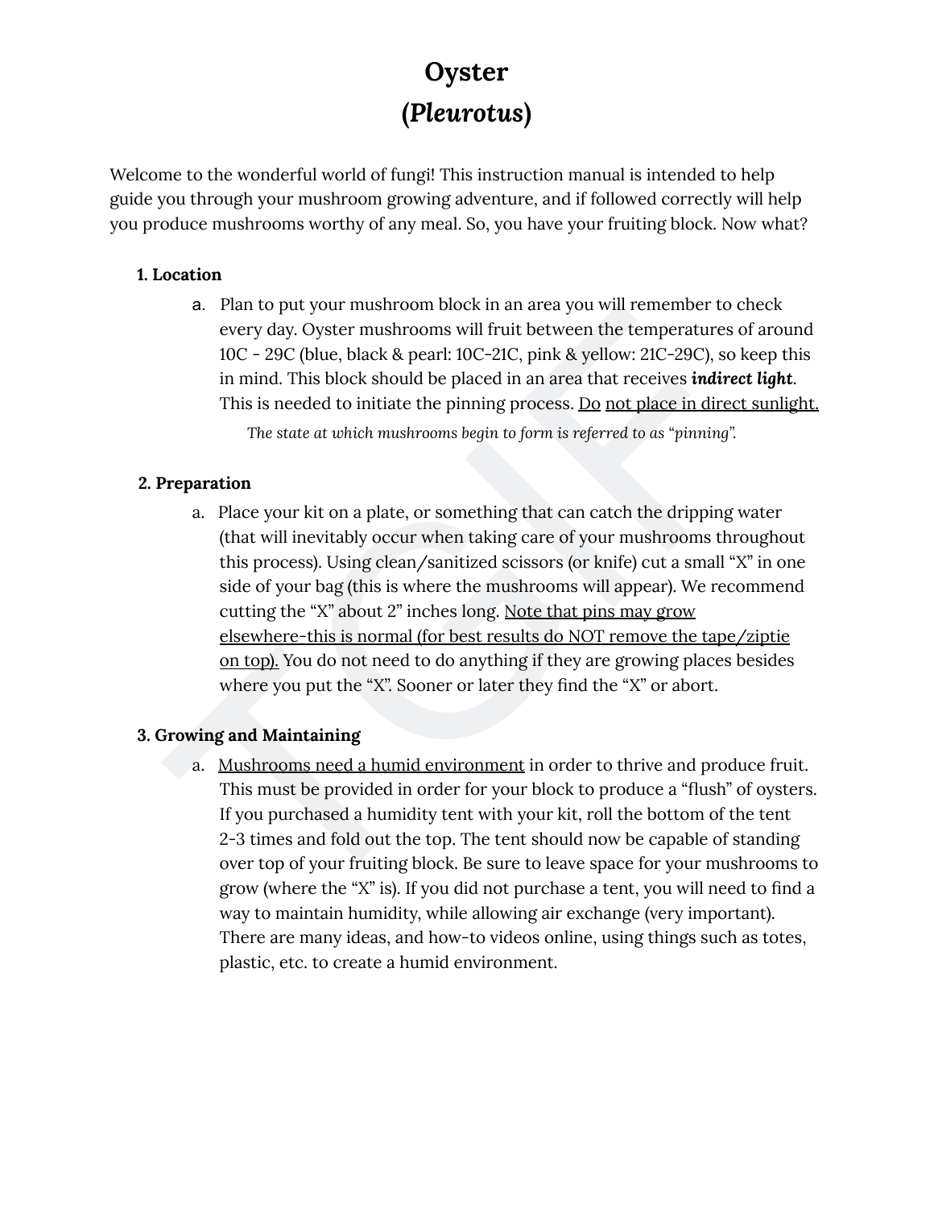# Oyster
# (*Pleurotus*)

Welcome to the wonderful world of fungi! This instruction manual is intended to help guide you through your mushroom growing adventure, and if followed correctly will help you produce mushrooms worthy of any meal. So, you have your fruiting block. Now what?

### 1. Location

a. Plan to put your mushroom block in an area you will remember to check every day. Oyster mushrooms will fruit between the temperatures of around 10C - 29C (blue, black & pearl: 10C-21C, pink & yellow: 21C-29C), so keep this in mind. This block should be placed in an area that receives ***indirect light***. This is needed to initiate the pinning process. <u>Do</u> <u>not place in direct sunlight.</u>

*The state at which mushrooms begin to form is referred to as "pinning".*

### 2. Preparation

a. Place your kit on a plate, or something that can catch the dripping water (that will inevitably occur when taking care of your mushrooms throughout this process). Using clean/sanitized scissors (or knife) cut a small "X" in one side of your bag (this is where the mushrooms will appear). We recommend cutting the "X" about 2" inches long. <u>Note that pins may grow elsewhere-this is normal (for best results do NOT remove the tape/ziptie on top).</u> You do not need to do anything if they are growing places besides where you put the "X". Sooner or later they find the "X" or abort.

### 3. Growing and Maintaining

a. <u>Mushrooms need a humid environment</u> in order to thrive and produce fruit. This must be provided in order for your block to produce a "flush" of oysters. If you purchased a humidity tent with your kit, roll the bottom of the tent 2-3 times and fold out the top. The tent should now be capable of standing over top of your fruiting block. Be sure to leave space for your mushrooms to grow (where the "X" is). If you did not purchase a tent, you will need to find a way to maintain humidity, while allowing air exchange (very important). There are many ideas, and how-to videos online, using things such as totes, plastic, etc. to create a humid environment.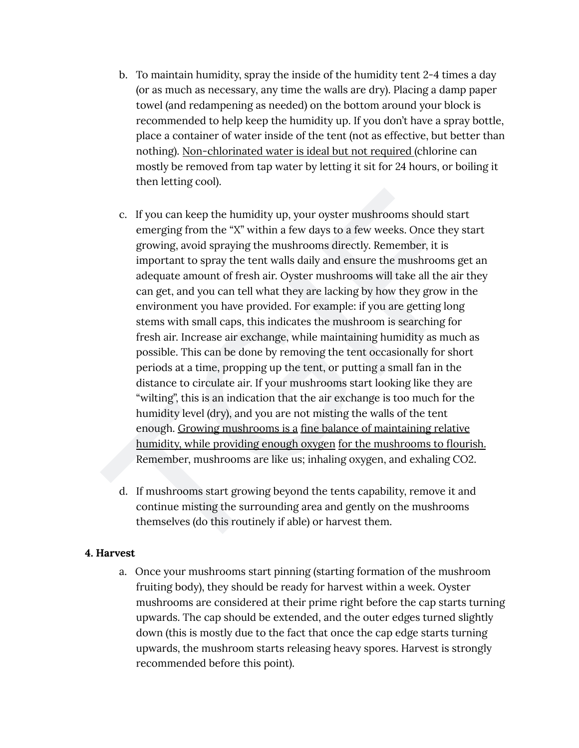b. To maintain humidity, spray the inside of the humidity tent 2-4 times a day (or as much as necessary, any time the walls are dry). Placing a damp paper towel (and redampening as needed) on the bottom around your block is recommended to help keep the humidity up. If you don't have a spray bottle, place a container of water inside of the tent (not as effective, but better than nothing). <u>Non-chlorinated water is ideal but not required</u> (chlorine can mostly be removed from tap water by letting it sit for 24 hours, or boiling it then letting cool).

c. If you can keep the humidity up, your oyster mushrooms should start emerging from the "X" within a few days to a few weeks. Once they start growing, avoid spraying the mushrooms directly. Remember, it is important to spray the tent walls daily and ensure the mushrooms get an adequate amount of fresh air. Oyster mushrooms will take all the air they can get, and you can tell what they are lacking by how they grow in the environment you have provided. For example: if you are getting long stems with small caps, this indicates the mushroom is searching for fresh air. Increase air exchange, while maintaining humidity as much as possible. This can be done by removing the tent occasionally for short periods at a time, propping up the tent, or putting a small fan in the distance to circulate air. If your mushrooms start looking like they are "wilting", this is an indication that the air exchange is too much for the humidity level (dry), and you are not misting the walls of the tent enough. <u>Growing mushrooms is a fine balance of maintaining relative humidity, while providing enough oxygen for the mushrooms to flourish.</u> Remember, mushrooms are like us; inhaling oxygen, and exhaling CO2.

d. If mushrooms start growing beyond the tents capability, remove it and continue misting the surrounding area and gently on the mushrooms themselves (do this routinely if able) or harvest them.

**4. Harvest**

a. Once your mushrooms start pinning (starting formation of the mushroom fruiting body), they should be ready for harvest within a week. Oyster mushrooms are considered at their prime right before the cap starts turning upwards. The cap should be extended, and the outer edges turned slightly down (this is mostly due to the fact that once the cap edge starts turning upwards, the mushroom starts releasing heavy spores. Harvest is strongly recommended before this point).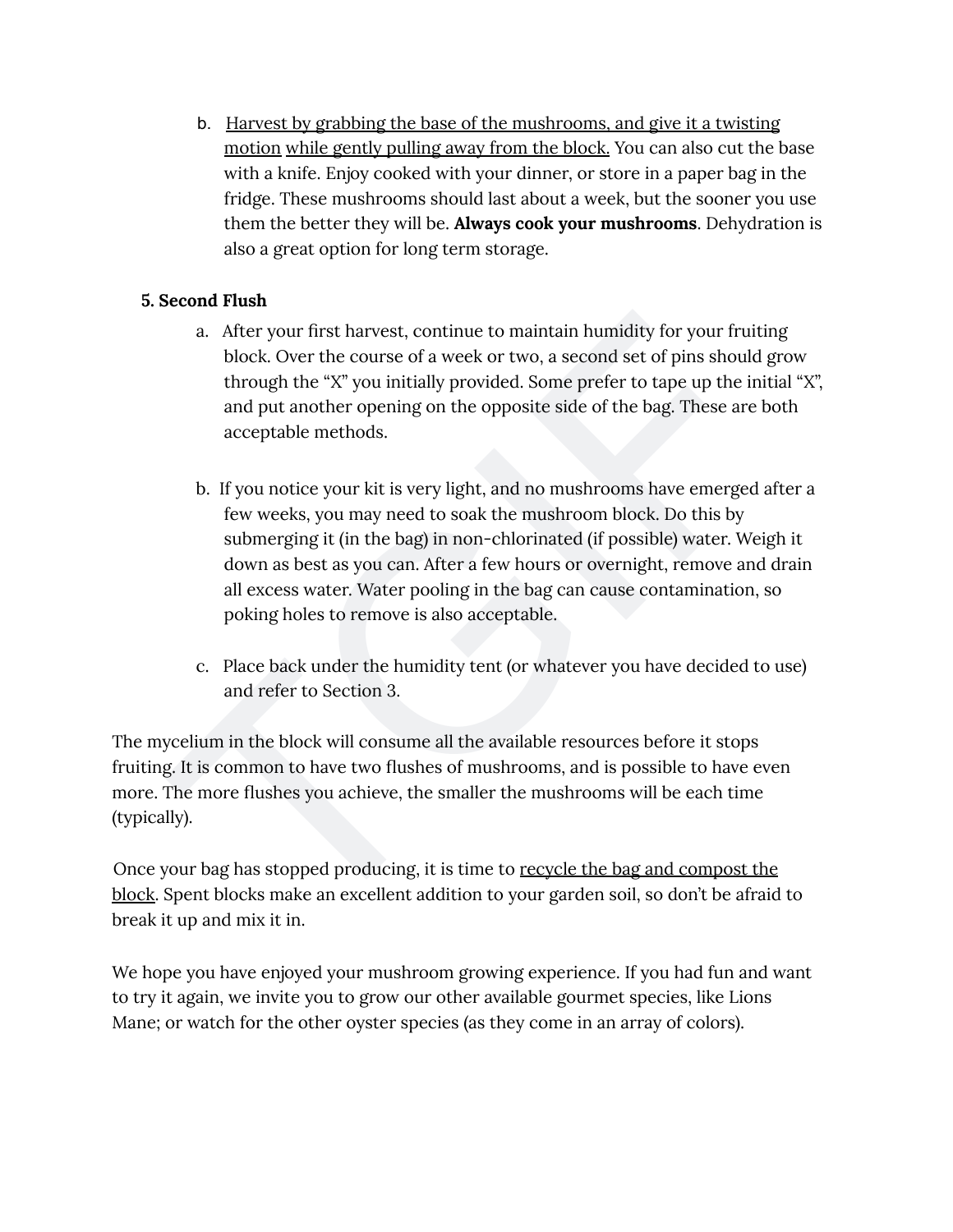b. <u>Harvest by grabbing the base of the mushrooms, and give it a twisting motion</u> <u>while gently pulling away from the block.</u> You can also cut the base with a knife. Enjoy cooked with your dinner, or store in a paper bag in the fridge. These mushrooms should last about a week, but the sooner you use them the better they will be. **Always cook your mushrooms**. Dehydration is also a great option for long term storage.

**5. Second Flush**

a. After your first harvest, continue to maintain humidity for your fruiting block. Over the course of a week or two, a second set of pins should grow through the "X" you initially provided. Some prefer to tape up the initial "X", and put another opening on the opposite side of the bag. These are both acceptable methods.

b. If you notice your kit is very light, and no mushrooms have emerged after a few weeks, you may need to soak the mushroom block. Do this by submerging it (in the bag) in non-chlorinated (if possible) water. Weigh it down as best as you can. After a few hours or overnight, remove and drain all excess water. Water pooling in the bag can cause contamination, so poking holes to remove is also acceptable.

c. Place back under the humidity tent (or whatever you have decided to use) and refer to Section 3.

The mycelium in the block will consume all the available resources before it stops fruiting. It is common to have two flushes of mushrooms, and is possible to have even more. The more flushes you achieve, the smaller the mushrooms will be each time (typically).

Once your bag has stopped producing, it is time to <u>recycle the bag and compost the block</u>. Spent blocks make an excellent addition to your garden soil, so don't be afraid to break it up and mix it in.

We hope you have enjoyed your mushroom growing experience. If you had fun and want to try it again, we invite you to grow our other available gourmet species, like Lions Mane; or watch for the other oyster species (as they come in an array of colors).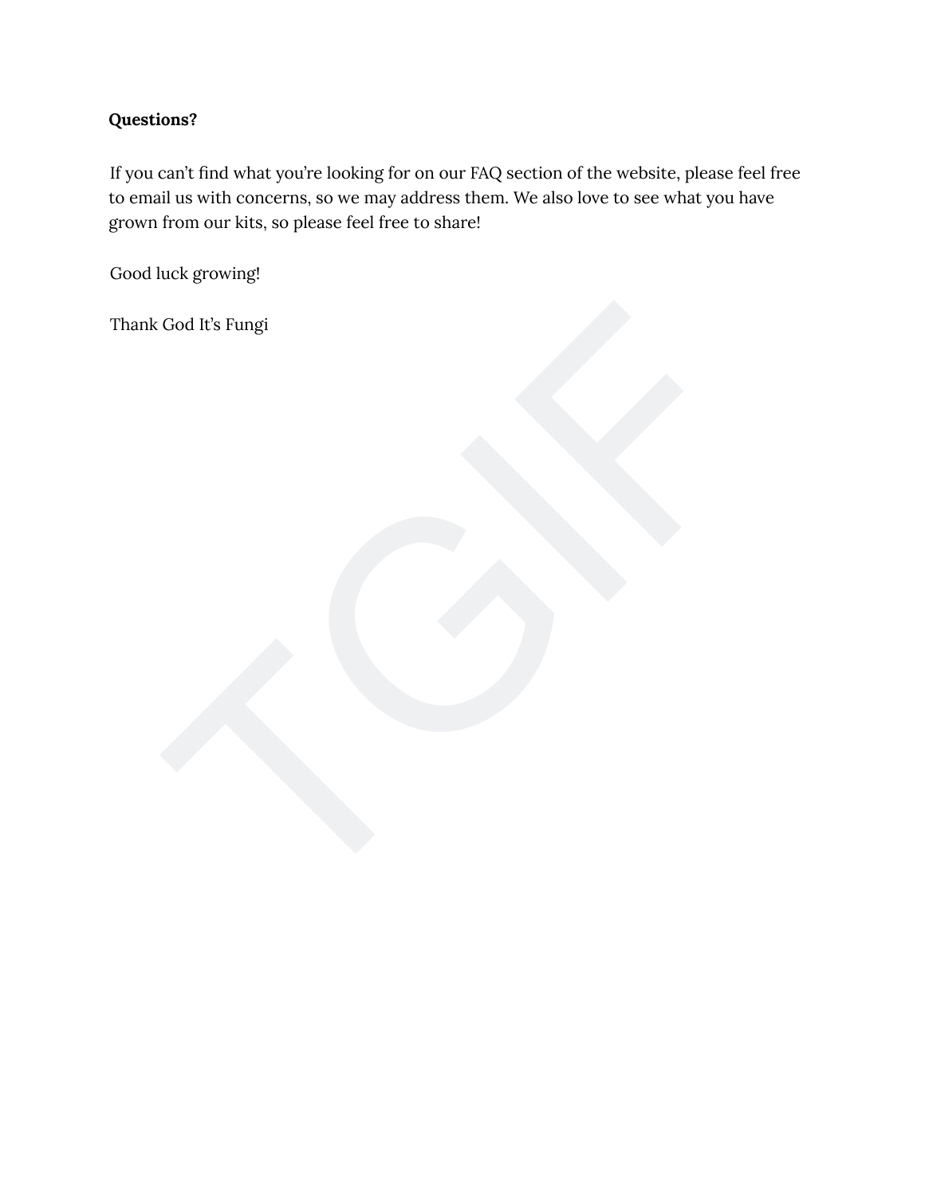**Questions?**

If you can't find what you're looking for on our FAQ section of the website, please feel free to email us with concerns, so we may address them. We also love to see what you have grown from our kits, so please feel free to share!

Good luck growing!

Thank God It's Fungi